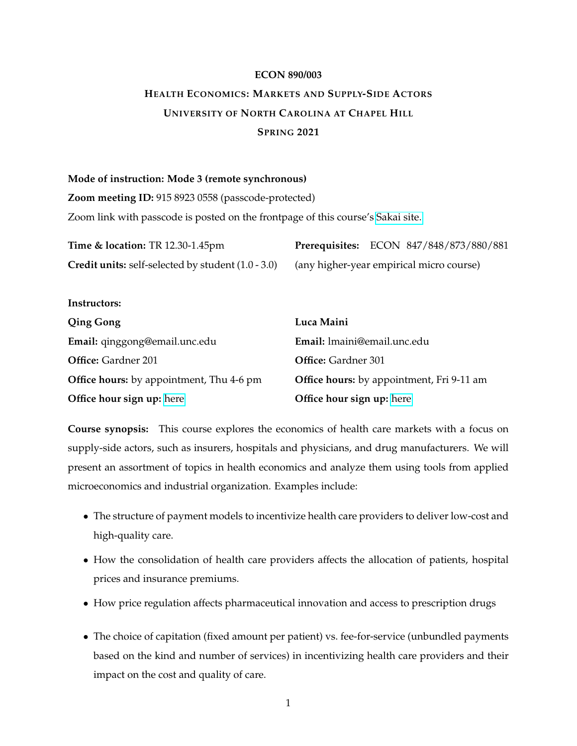# ECON 890/003

## Health Economics: Markets and Supply-Side Actors

## University of North Carolina at Chapel Hill

## Spring 2021

**Mode of instruction: Mode 3 (remote synchronous)**

**Zoom meeting ID:** 915 8923 0558 (passcode-protected)

Zoom link with passcode is posted on the frontpage of this course's Sakai site.

**Time & location:** TR 12.30-1.45pm

**Credit units:** self-selected by student (1.0 - 3.0)

**Prerequisites:** ECON 847/848/873/880/881 (any higher-year empirical micro course)

**Instructors:**

**Qing Gong**

**Email:** qinggong@email.unc.edu

**Office:** Gardner 201

**Office hours:** by appointment, Thu 4-6 pm

**Office hour sign up:** here

**Luca Maini**

**Email:** lmaini@email.unc.edu

**Office:** Gardner 301

**Office hours:** by appointment, Fri 9-11 am

**Office hour sign up:** here

**Course synopsis:** This course explores the economics of health care markets with a focus on supply-side actors, such as insurers, hospitals and physicians, and drug manufacturers. We will present an assortment of topics in health economics and analyze them using tools from applied microeconomics and industrial organization. Examples include:

- The structure of payment models to incentivize health care providers to deliver low-cost and high-quality care.
- How the consolidation of health care providers affects the allocation of patients, hospital prices and insurance premiums.
- How price regulation affects pharmaceutical innovation and access to prescription drugs
- The choice of capitation (fixed amount per patient) vs. fee-for-service (unbundled payments based on the kind and number of services) in incentivizing health care providers and their impact on the cost and quality of care.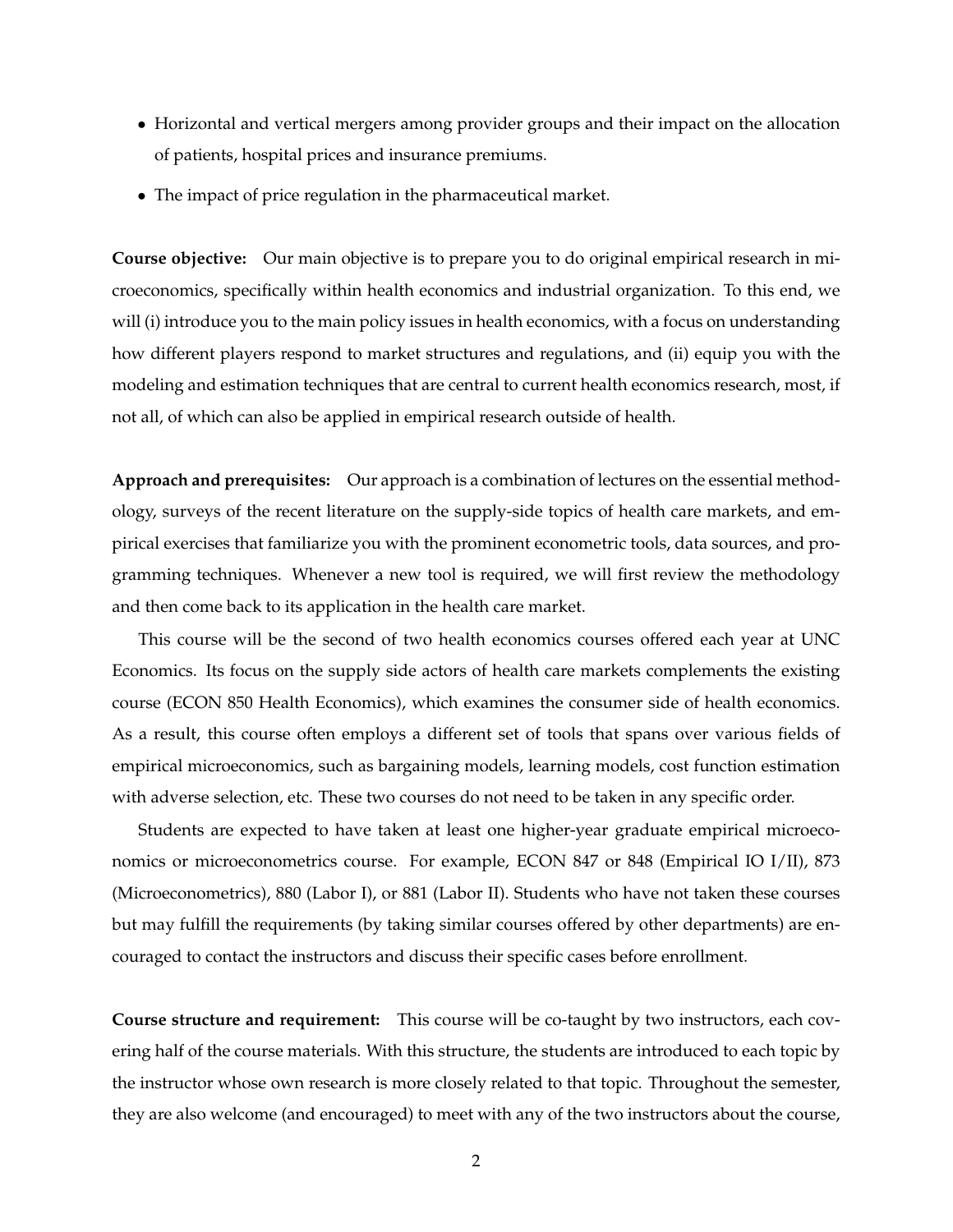- Horizontal and vertical mergers among provider groups and their impact on the allocation of patients, hospital prices and insurance premiums.
- The impact of price regulation in the pharmaceutical market.

**Course objective:** Our main objective is to prepare you to do original empirical research in microeconomics, specifically within health economics and industrial organization. To this end, we will (i) introduce you to the main policy issues in health economics, with a focus on understanding how different players respond to market structures and regulations, and (ii) equip you with the modeling and estimation techniques that are central to current health economics research, most, if not all, of which can also be applied in empirical research outside of health.

**Approach and prerequisites:** Our approach is a combination of lectures on the essential methodology, surveys of the recent literature on the supply-side topics of health care markets, and empirical exercises that familiarize you with the prominent econometric tools, data sources, and programming techniques. Whenever a new tool is required, we will first review the methodology and then come back to its application in the health care market.

This course will be the second of two health economics courses offered each year at UNC Economics. Its focus on the supply side actors of health care markets complements the existing course (ECON 850 Health Economics), which examines the consumer side of health economics. As a result, this course often employs a different set of tools that spans over various fields of empirical microeconomics, such as bargaining models, learning models, cost function estimation with adverse selection, etc. These two courses do not need to be taken in any specific order.

Students are expected to have taken at least one higher-year graduate empirical microeconomics or microeconometrics course. For example, ECON 847 or 848 (Empirical IO I/II), 873 (Microeconometrics), 880 (Labor I), or 881 (Labor II). Students who have not taken these courses but may fulfill the requirements (by taking similar courses offered by other departments) are encouraged to contact the instructors and discuss their specific cases before enrollment.

**Course structure and requirement:** This course will be co-taught by two instructors, each covering half of the course materials. With this structure, the students are introduced to each topic by the instructor whose own research is more closely related to that topic. Throughout the semester, they are also welcome (and encouraged) to meet with any of the two instructors about the course,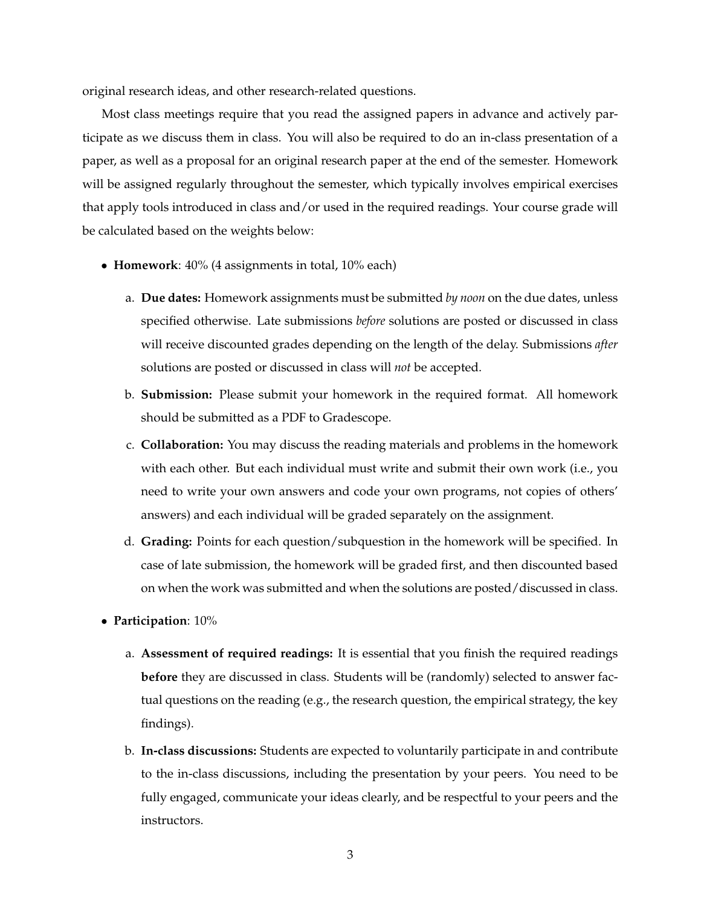original research ideas, and other research-related questions.

Most class meetings require that you read the assigned papers in advance and actively participate as we discuss them in class. You will also be required to do an in-class presentation of a paper, as well as a proposal for an original research paper at the end of the semester. Homework will be assigned regularly throughout the semester, which typically involves empirical exercises that apply tools introduced in class and/or used in the required readings. Your course grade will be calculated based on the weights below:

- **Homework**: 40% (4 assignments in total, 10% each)
  a. **Due dates:** Homework assignments must be submitted *by noon* on the due dates, unless specified otherwise. Late submissions *before* solutions are posted or discussed in class will receive discounted grades depending on the length of the delay. Submissions *after* solutions are posted or discussed in class will *not* be accepted.
  b. **Submission:** Please submit your homework in the required format. All homework should be submitted as a PDF to Gradescope.
  c. **Collaboration:** You may discuss the reading materials and problems in the homework with each other. But each individual must write and submit their own work (i.e., you need to write your own answers and code your own programs, not copies of others' answers) and each individual will be graded separately on the assignment.
  d. **Grading:** Points for each question/subquestion in the homework will be specified. In case of late submission, the homework will be graded first, and then discounted based on when the work was submitted and when the solutions are posted/discussed in class.
- **Participation**: 10%
  a. **Assessment of required readings:** It is essential that you finish the required readings **before** they are discussed in class. Students will be (randomly) selected to answer factual questions on the reading (e.g., the research question, the empirical strategy, the key findings).
  b. **In-class discussions:** Students are expected to voluntarily participate in and contribute to the in-class discussions, including the presentation by your peers. You need to be fully engaged, communicate your ideas clearly, and be respectful to your peers and the instructors.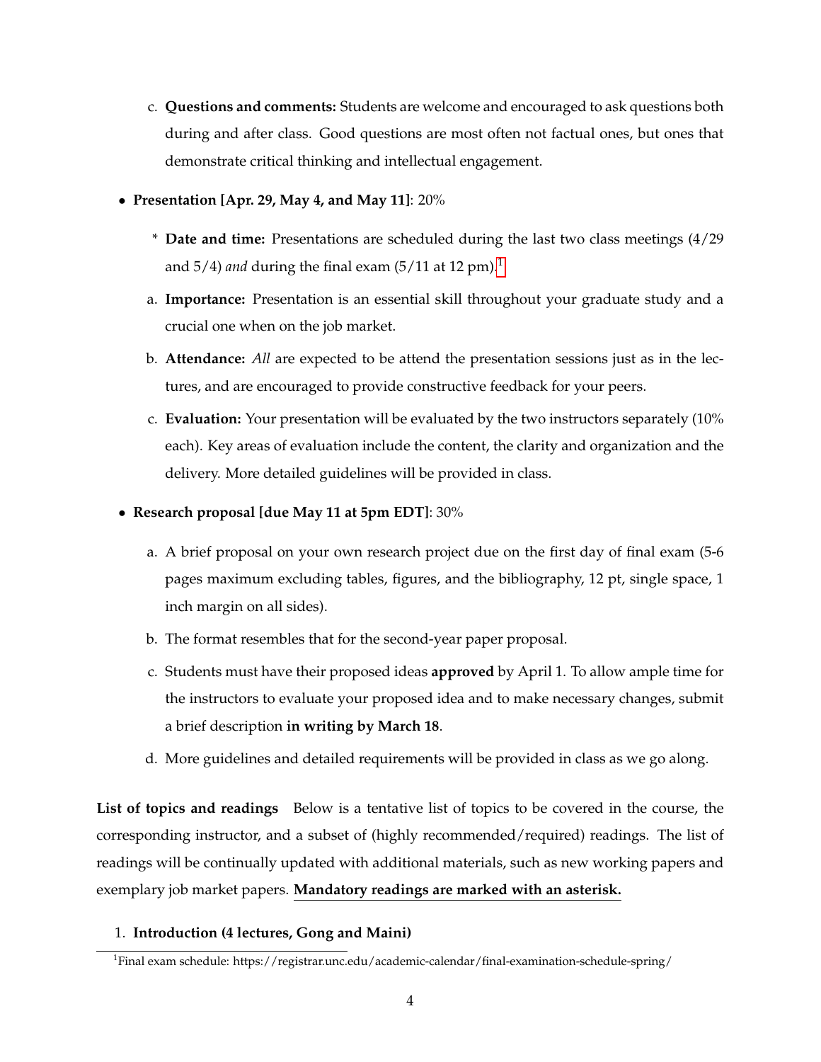c. **Questions and comments:** Students are welcome and encouraged to ask questions both during and after class. Good questions are most often not factual ones, but ones that demonstrate critical thinking and intellectual engagement.

- **Presentation [Apr. 29, May 4, and May 11]**: 20%

  * **Date and time:** Presentations are scheduled during the last two class meetings (4/29 and 5/4) *and* during the final exam (5/11 at 12 pm).[1]

  a. **Importance:** Presentation is an essential skill throughout your graduate study and a crucial one when on the job market.

  b. **Attendance:** *All* are expected to be attend the presentation sessions just as in the lectures, and are encouraged to provide constructive feedback for your peers.

  c. **Evaluation:** Your presentation will be evaluated by the two instructors separately (10% each). Key areas of evaluation include the content, the clarity and organization and the delivery. More detailed guidelines will be provided in class.

- **Research proposal [due May 11 at 5pm EDT]**: 30%

  a. A brief proposal on your own research project due on the first day of final exam (5-6 pages maximum excluding tables, figures, and the bibliography, 12 pt, single space, 1 inch margin on all sides).

  b. The format resembles that for the second-year paper proposal.

  c. Students must have their proposed ideas **approved** by April 1. To allow ample time for the instructors to evaluate your proposed idea and to make necessary changes, submit a brief description **in writing by March 18**.

  d. More guidelines and detailed requirements will be provided in class as we go along.

**List of topics and readings** Below is a tentative list of topics to be covered in the course, the corresponding instructor, and a subset of (highly recommended/required) readings. The list of readings will be continually updated with additional materials, such as new working papers and exemplary job market papers. <u>**Mandatory readings are marked with an asterisk.**</u>

1. **Introduction (4 lectures, Gong and Maini)**

[1] Final exam schedule: https://registrar.unc.edu/academic-calendar/final-examination-schedule-spring/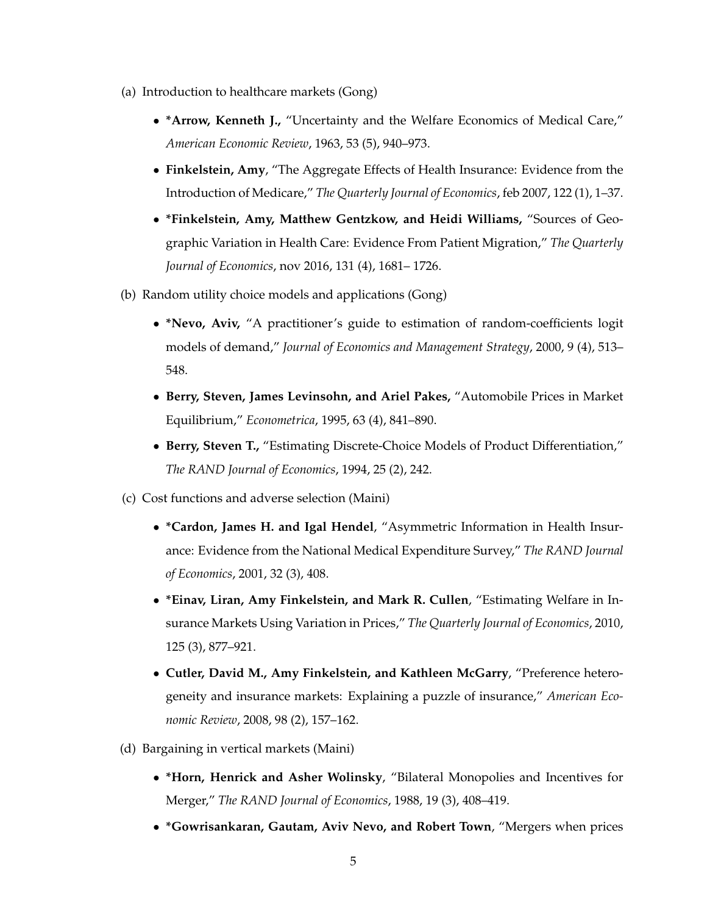(a) Introduction to healthcare markets (Gong)

- ***Arrow, Kenneth J.**, "Uncertainty and the Welfare Economics of Medical Care," *American Economic Review*, 1963, 53 (5), 940–973.
- **Finkelstein, Amy**, "The Aggregate Effects of Health Insurance: Evidence from the Introduction of Medicare," *The Quarterly Journal of Economics*, feb 2007, 122 (1), 1–37.
- ***Finkelstein, Amy, Matthew Gentzkow, and Heidi Williams**, "Sources of Geographic Variation in Health Care: Evidence From Patient Migration," *The Quarterly Journal of Economics*, nov 2016, 131 (4), 1681– 1726.

(b) Random utility choice models and applications (Gong)

- ***Nevo, Aviv**, "A practitioner's guide to estimation of random-coefficients logit models of demand," *Journal of Economics and Management Strategy*, 2000, 9 (4), 513–548.
- **Berry, Steven, James Levinsohn, and Ariel Pakes**, "Automobile Prices in Market Equilibrium," *Econometrica*, 1995, 63 (4), 841–890.
- **Berry, Steven T.**, "Estimating Discrete-Choice Models of Product Differentiation," *The RAND Journal of Economics*, 1994, 25 (2), 242.

(c) Cost functions and adverse selection (Maini)

- ***Cardon, James H. and Igal Hendel**, "Asymmetric Information in Health Insurance: Evidence from the National Medical Expenditure Survey," *The RAND Journal of Economics*, 2001, 32 (3), 408.
- ***Einav, Liran, Amy Finkelstein, and Mark R. Cullen**, "Estimating Welfare in Insurance Markets Using Variation in Prices," *The Quarterly Journal of Economics*, 2010, 125 (3), 877–921.
- **Cutler, David M., Amy Finkelstein, and Kathleen McGarry**, "Preference heterogeneity and insurance markets: Explaining a puzzle of insurance," *American Economic Review*, 2008, 98 (2), 157–162.

(d) Bargaining in vertical markets (Maini)

- ***Horn, Henrick and Asher Wolinsky**, "Bilateral Monopolies and Incentives for Merger," *The RAND Journal of Economics*, 1988, 19 (3), 408–419.
- ***Gowrisankaran, Gautam, Aviv Nevo, and Robert Town**, "Mergers when prices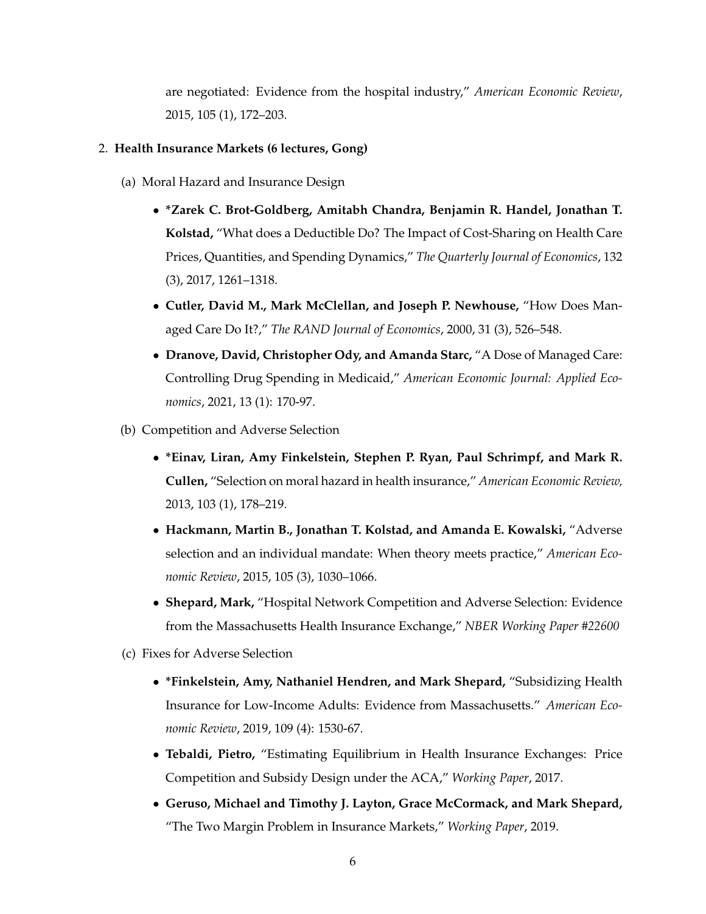are negotiated: Evidence from the hospital industry," *American Economic Review*, 2015, 105 (1), 172–203.

2. **Health Insurance Markets (6 lectures, Gong)**

   (a) Moral Hazard and Insurance Design

   - ***Zarek C. Brot-Goldberg, Amitabh Chandra, Benjamin R. Handel, Jonathan T. Kolstad,** "What does a Deductible Do? The Impact of Cost-Sharing on Health Care Prices, Quantities, and Spending Dynamics," *The Quarterly Journal of Economics*, 132 (3), 2017, 1261–1318.
   - **Cutler, David M., Mark McClellan, and Joseph P. Newhouse,** "How Does Managed Care Do It?," *The RAND Journal of Economics*, 2000, 31 (3), 526–548.
   - **Dranove, David, Christopher Ody, and Amanda Starc,** "A Dose of Managed Care: Controlling Drug Spending in Medicaid," *American Economic Journal: Applied Economics*, 2021, 13 (1): 170-97.

   (b) Competition and Adverse Selection

   - ***Einav, Liran, Amy Finkelstein, Stephen P. Ryan, Paul Schrimpf, and Mark R. Cullen,** "Selection on moral hazard in health insurance," *American Economic Review,* 2013, 103 (1), 178–219.
   - **Hackmann, Martin B., Jonathan T. Kolstad, and Amanda E. Kowalski,** "Adverse selection and an individual mandate: When theory meets practice," *American Economic Review*, 2015, 105 (3), 1030–1066.
   - **Shepard, Mark,** "Hospital Network Competition and Adverse Selection: Evidence from the Massachusetts Health Insurance Exchange," *NBER Working Paper #22600*

   (c) Fixes for Adverse Selection

   - ***Finkelstein, Amy, Nathaniel Hendren, and Mark Shepard,** "Subsidizing Health Insurance for Low-Income Adults: Evidence from Massachusetts." *American Economic Review*, 2019, 109 (4): 1530-67.
   - **Tebaldi, Pietro,** "Estimating Equilibrium in Health Insurance Exchanges: Price Competition and Subsidy Design under the ACA," *Working Paper*, 2017.
   - **Geruso, Michael and Timothy J. Layton, Grace McCormack, and Mark Shepard,** "The Two Margin Problem in Insurance Markets," *Working Paper*, 2019.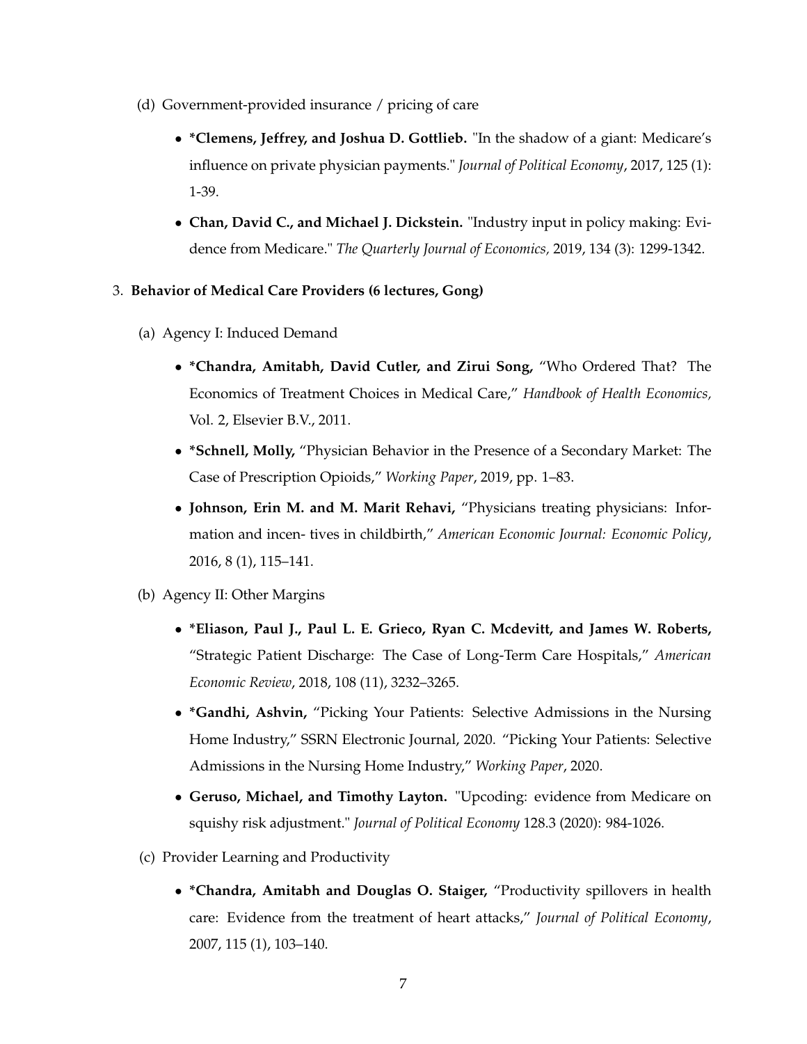(d) Government-provided insurance / pricing of care

- ***Clemens, Jeffrey, and Joshua D. Gottlieb.** "In the shadow of a giant: Medicare's influence on private physician payments." *Journal of Political Economy*, 2017, 125 (1): 1-39.
- **Chan, David C., and Michael J. Dickstein.** "Industry input in policy making: Evidence from Medicare." *The Quarterly Journal of Economics*, 2019, 134 (3): 1299-1342.

3. **Behavior of Medical Care Providers (6 lectures, Gong)**

(a) Agency I: Induced Demand

- ***Chandra, Amitabh, David Cutler, and Zirui Song,** "Who Ordered That? The Economics of Treatment Choices in Medical Care," *Handbook of Health Economics*, Vol. 2, Elsevier B.V., 2011.
- ***Schnell, Molly,** "Physician Behavior in the Presence of a Secondary Market: The Case of Prescription Opioids," *Working Paper*, 2019, pp. 1–83.
- **Johnson, Erin M. and M. Marit Rehavi,** "Physicians treating physicians: Information and incen- tives in childbirth," *American Economic Journal: Economic Policy*, 2016, 8 (1), 115–141.

(b) Agency II: Other Margins

- ***Eliason, Paul J., Paul L. E. Grieco, Ryan C. Mcdevitt, and James W. Roberts,** "Strategic Patient Discharge: The Case of Long-Term Care Hospitals," *American Economic Review*, 2018, 108 (11), 3232–3265.
- ***Gandhi, Ashvin,** "Picking Your Patients: Selective Admissions in the Nursing Home Industry," SSRN Electronic Journal, 2020. "Picking Your Patients: Selective Admissions in the Nursing Home Industry," *Working Paper*, 2020.
- **Geruso, Michael, and Timothy Layton.** "Upcoding: evidence from Medicare on squishy risk adjustment." *Journal of Political Economy* 128.3 (2020): 984-1026.

(c) Provider Learning and Productivity

- ***Chandra, Amitabh and Douglas O. Staiger,** "Productivity spillovers in health care: Evidence from the treatment of heart attacks," *Journal of Political Economy*, 2007, 115 (1), 103–140.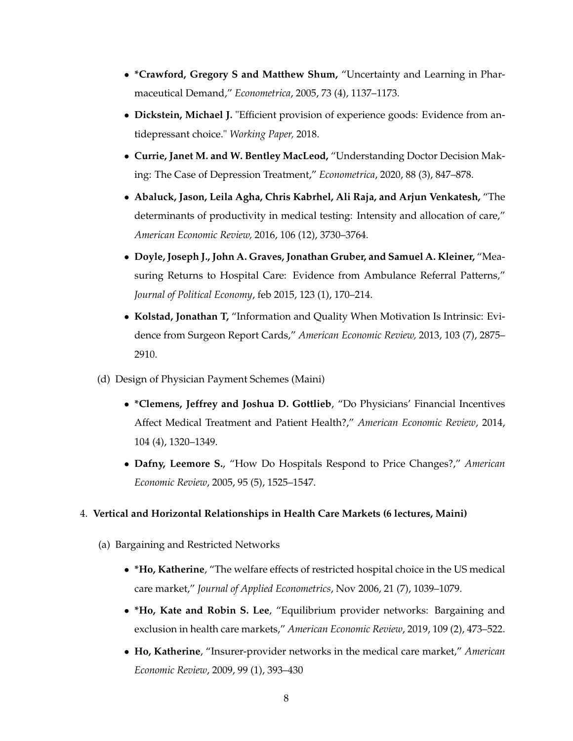- **\*Crawford, Gregory S and Matthew Shum,** "Uncertainty and Learning in Pharmaceutical Demand," *Econometrica*, 2005, 73 (4), 1137–1173.
- **Dickstein, Michael J.** "Efficient provision of experience goods: Evidence from antidepressant choice." *Working Paper,* 2018.
- **Currie, Janet M. and W. Bentley MacLeod,** "Understanding Doctor Decision Making: The Case of Depression Treatment," *Econometrica*, 2020, 88 (3), 847–878.
- **Abaluck, Jason, Leila Agha, Chris Kabrhel, Ali Raja, and Arjun Venkatesh,** "The determinants of productivity in medical testing: Intensity and allocation of care," *American Economic Review,* 2016, 106 (12), 3730–3764.
- **Doyle, Joseph J., John A. Graves, Jonathan Gruber, and Samuel A. Kleiner,** "Measuring Returns to Hospital Care: Evidence from Ambulance Referral Patterns," *Journal of Political Economy*, feb 2015, 123 (1), 170–214.
- **Kolstad, Jonathan T,** "Information and Quality When Motivation Is Intrinsic: Evidence from Surgeon Report Cards," *American Economic Review,* 2013, 103 (7), 2875–2910.

(d) Design of Physician Payment Schemes (Maini)

- **\*Clemens, Jeffrey and Joshua D. Gottlieb**, "Do Physicians' Financial Incentives Affect Medical Treatment and Patient Health?," *American Economic Review*, 2014, 104 (4), 1320–1349.
- **Dafny, Leemore S.**, "How Do Hospitals Respond to Price Changes?," *American Economic Review*, 2005, 95 (5), 1525–1547.

4. **Vertical and Horizontal Relationships in Health Care Markets (6 lectures, Maini)**

(a) Bargaining and Restricted Networks

- **\*Ho, Katherine**, "The welfare effects of restricted hospital choice in the US medical care market," *Journal of Applied Econometrics*, Nov 2006, 21 (7), 1039–1079.
- **\*Ho, Kate and Robin S. Lee**, "Equilibrium provider networks: Bargaining and exclusion in health care markets," *American Economic Review*, 2019, 109 (2), 473–522.
- **Ho, Katherine**, "Insurer-provider networks in the medical care market," *American Economic Review*, 2009, 99 (1), 393–430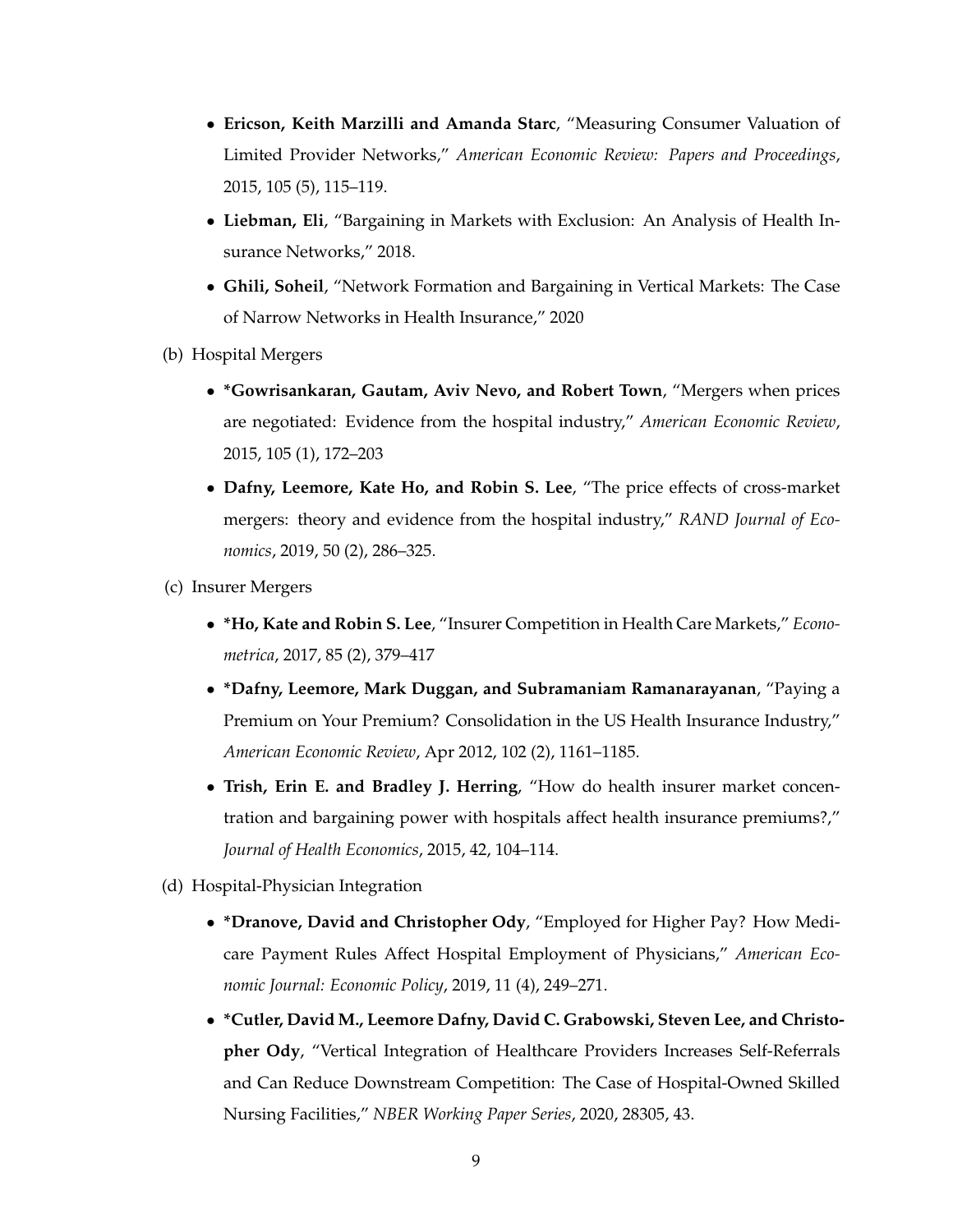- **Ericson, Keith Marzilli and Amanda Starc**, "Measuring Consumer Valuation of Limited Provider Networks," *American Economic Review: Papers and Proceedings*, 2015, 105 (5), 115–119.
- **Liebman, Eli**, "Bargaining in Markets with Exclusion: An Analysis of Health Insurance Networks," 2018.
- **Ghili, Soheil**, "Network Formation and Bargaining in Vertical Markets: The Case of Narrow Networks in Health Insurance," 2020

(b) Hospital Mergers

- **\*Gowrisankaran, Gautam, Aviv Nevo, and Robert Town**, "Mergers when prices are negotiated: Evidence from the hospital industry," *American Economic Review*, 2015, 105 (1), 172–203
- **Dafny, Leemore, Kate Ho, and Robin S. Lee**, "The price effects of cross-market mergers: theory and evidence from the hospital industry," *RAND Journal of Economics*, 2019, 50 (2), 286–325.

(c) Insurer Mergers

- **\*Ho, Kate and Robin S. Lee**, "Insurer Competition in Health Care Markets," *Econometrica*, 2017, 85 (2), 379–417
- **\*Dafny, Leemore, Mark Duggan, and Subramaniam Ramanarayanan**, "Paying a Premium on Your Premium? Consolidation in the US Health Insurance Industry," *American Economic Review*, Apr 2012, 102 (2), 1161–1185.
- **Trish, Erin E. and Bradley J. Herring**, "How do health insurer market concentration and bargaining power with hospitals affect health insurance premiums?," *Journal of Health Economics*, 2015, 42, 104–114.

(d) Hospital-Physician Integration

- **\*Dranove, David and Christopher Ody**, "Employed for Higher Pay? How Medicare Payment Rules Affect Hospital Employment of Physicians," *American Economic Journal: Economic Policy*, 2019, 11 (4), 249–271.
- **\*Cutler, David M., Leemore Dafny, David C. Grabowski, Steven Lee, and Christopher Ody**, "Vertical Integration of Healthcare Providers Increases Self-Referrals and Can Reduce Downstream Competition: The Case of Hospital-Owned Skilled Nursing Facilities," *NBER Working Paper Series*, 2020, 28305, 43.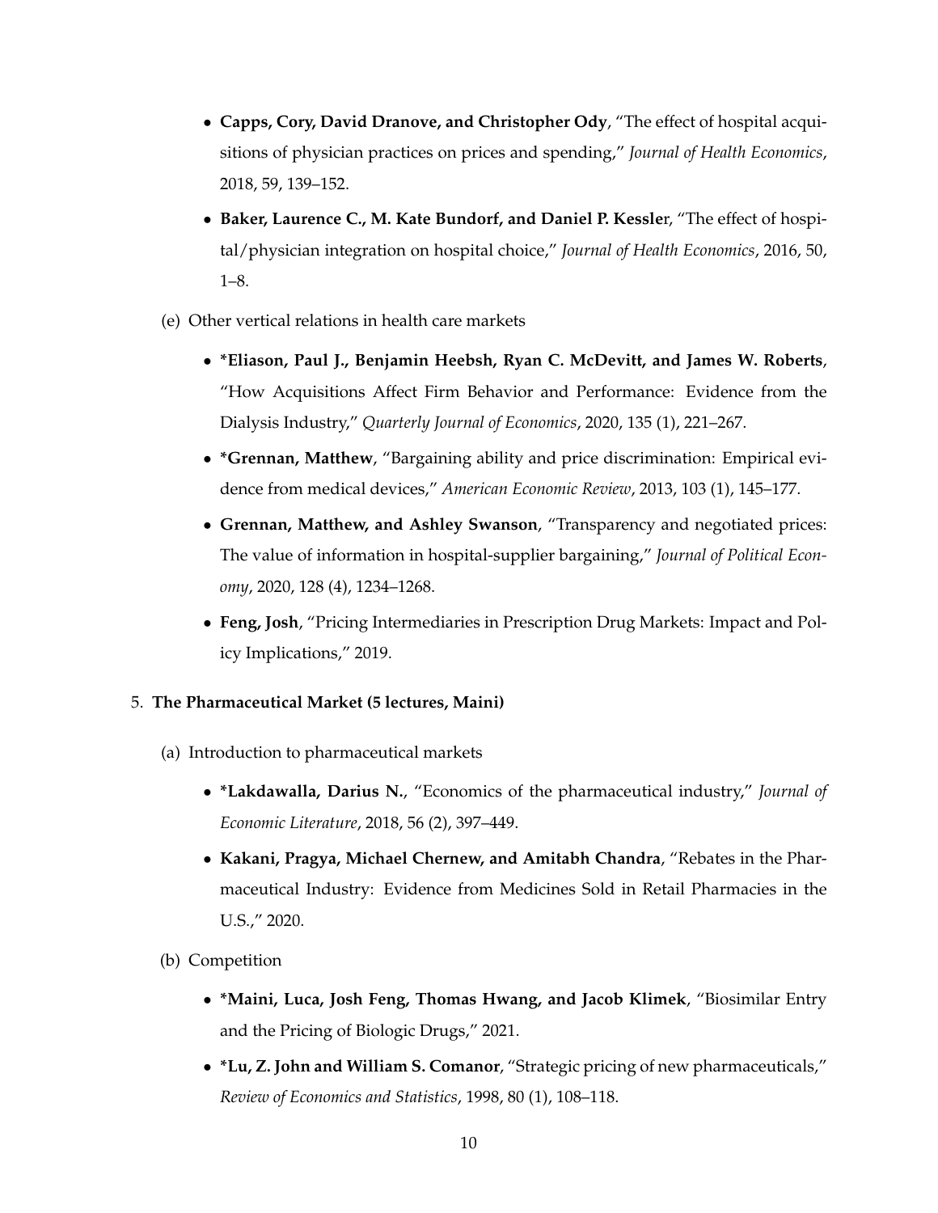- **Capps, Cory, David Dranove, and Christopher Ody**, "The effect of hospital acquisitions of physician practices on prices and spending," *Journal of Health Economics*, 2018, 59, 139–152.
- **Baker, Laurence C., M. Kate Bundorf, and Daniel P. Kessle**r, "The effect of hospital/physician integration on hospital choice," *Journal of Health Economics*, 2016, 50, 1–8.

(e) Other vertical relations in health care markets

- ***Eliason, Paul J., Benjamin Heebsh, Ryan C. McDevitt, and James W. Roberts**, "How Acquisitions Affect Firm Behavior and Performance: Evidence from the Dialysis Industry," *Quarterly Journal of Economics*, 2020, 135 (1), 221–267.
- ***Grennan, Matthew**, "Bargaining ability and price discrimination: Empirical evidence from medical devices," *American Economic Review*, 2013, 103 (1), 145–177.
- **Grennan, Matthew, and Ashley Swanson**, "Transparency and negotiated prices: The value of information in hospital-supplier bargaining," *Journal of Political Economy*, 2020, 128 (4), 1234–1268.
- **Feng, Josh**, "Pricing Intermediaries in Prescription Drug Markets: Impact and Policy Implications," 2019.

5. **The Pharmaceutical Market (5 lectures, Maini)**

(a) Introduction to pharmaceutical markets

- ***Lakdawalla, Darius N.**, "Economics of the pharmaceutical industry," *Journal of Economic Literature*, 2018, 56 (2), 397–449.
- **Kakani, Pragya, Michael Chernew, and Amitabh Chandra**, "Rebates in the Pharmaceutical Industry: Evidence from Medicines Sold in Retail Pharmacies in the U.S.," 2020.

(b) Competition

- ***Maini, Luca, Josh Feng, Thomas Hwang, and Jacob Klimek**, "Biosimilar Entry and the Pricing of Biologic Drugs," 2021.
- ***Lu, Z. John and William S. Comanor**, "Strategic pricing of new pharmaceuticals," *Review of Economics and Statistics*, 1998, 80 (1), 108–118.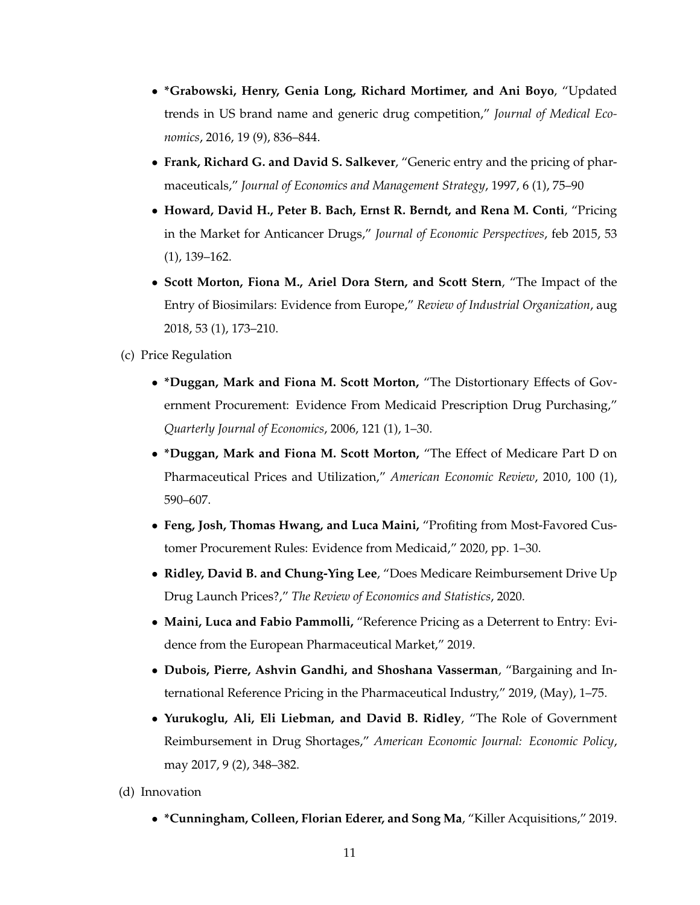- **\*Grabowski, Henry, Genia Long, Richard Mortimer, and Ani Boyo**, "Updated trends in US brand name and generic drug competition," *Journal of Medical Economics*, 2016, 19 (9), 836–844.
- **Frank, Richard G. and David S. Salkever**, "Generic entry and the pricing of pharmaceuticals," *Journal of Economics and Management Strategy*, 1997, 6 (1), 75–90
- **Howard, David H., Peter B. Bach, Ernst R. Berndt, and Rena M. Conti**, "Pricing in the Market for Anticancer Drugs," *Journal of Economic Perspectives*, feb 2015, 53 (1), 139–162.
- **Scott Morton, Fiona M., Ariel Dora Stern, and Scott Stern**, "The Impact of the Entry of Biosimilars: Evidence from Europe," *Review of Industrial Organization*, aug 2018, 53 (1), 173–210.

(c) Price Regulation

- **\*Duggan, Mark and Fiona M. Scott Morton,** "The Distortionary Effects of Government Procurement: Evidence From Medicaid Prescription Drug Purchasing," *Quarterly Journal of Economics*, 2006, 121 (1), 1–30.
- **\*Duggan, Mark and Fiona M. Scott Morton,** "The Effect of Medicare Part D on Pharmaceutical Prices and Utilization," *American Economic Review*, 2010, 100 (1), 590–607.
- **Feng, Josh, Thomas Hwang, and Luca Maini,** "Profiting from Most-Favored Customer Procurement Rules: Evidence from Medicaid," 2020, pp. 1–30.
- **Ridley, David B. and Chung-Ying Lee**, "Does Medicare Reimbursement Drive Up Drug Launch Prices?," *The Review of Economics and Statistics*, 2020.
- **Maini, Luca and Fabio Pammolli,** "Reference Pricing as a Deterrent to Entry: Evidence from the European Pharmaceutical Market," 2019.
- **Dubois, Pierre, Ashvin Gandhi, and Shoshana Vasserman**, "Bargaining and International Reference Pricing in the Pharmaceutical Industry," 2019, (May), 1–75.
- **Yurukoglu, Ali, Eli Liebman, and David B. Ridley**, "The Role of Government Reimbursement in Drug Shortages," *American Economic Journal: Economic Policy*, may 2017, 9 (2), 348–382.

(d) Innovation

- **\*Cunningham, Colleen, Florian Ederer, and Song Ma**, "Killer Acquisitions," 2019.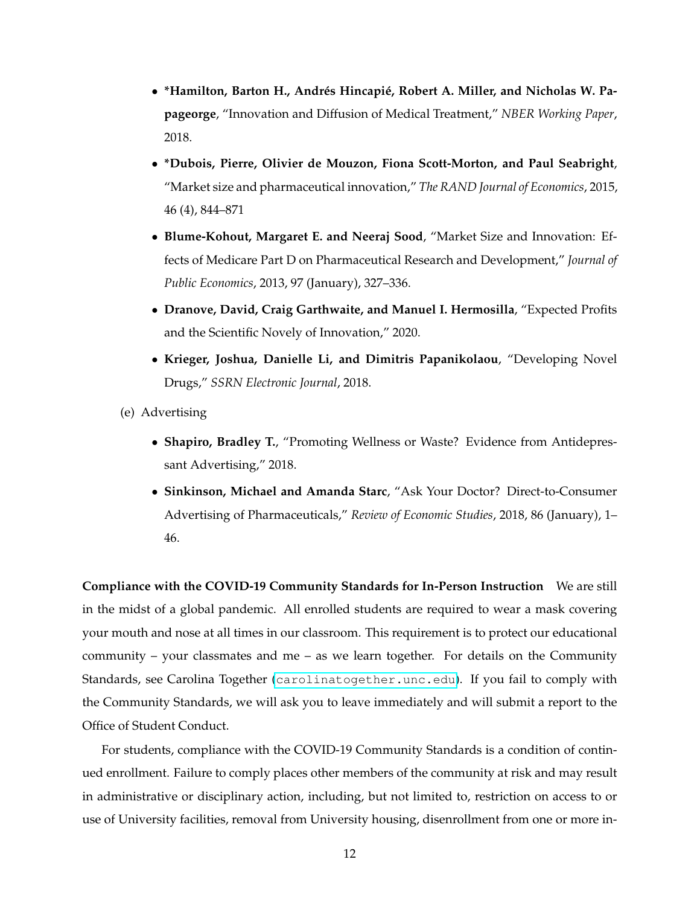- ***Hamilton, Barton H., Andrés Hincapié, Robert A. Miller, and Nicholas W. Papageorge**, "Innovation and Diffusion of Medical Treatment," *NBER Working Paper*, 2018.
- ***Dubois, Pierre, Olivier de Mouzon, Fiona Scott-Morton, and Paul Seabright**, "Market size and pharmaceutical innovation," *The RAND Journal of Economics*, 2015, 46 (4), 844–871
- **Blume-Kohout, Margaret E. and Neeraj Sood**, "Market Size and Innovation: Effects of Medicare Part D on Pharmaceutical Research and Development," *Journal of Public Economics*, 2013, 97 (January), 327–336.
- **Dranove, David, Craig Garthwaite, and Manuel I. Hermosilla**, "Expected Profits and the Scientific Novely of Innovation," 2020.
- **Krieger, Joshua, Danielle Li, and Dimitris Papanikolaou**, "Developing Novel Drugs," *SSRN Electronic Journal*, 2018.

(e) Advertising

- **Shapiro, Bradley T.**, "Promoting Wellness or Waste? Evidence from Antidepressant Advertising," 2018.
- **Sinkinson, Michael and Amanda Starc**, "Ask Your Doctor? Direct-to-Consumer Advertising of Pharmaceuticals," *Review of Economic Studies*, 2018, 86 (January), 1–46.

**Compliance with the COVID-19 Community Standards for In-Person Instruction** We are still in the midst of a global pandemic. All enrolled students are required to wear a mask covering your mouth and nose at all times in our classroom. This requirement is to protect our educational community – your classmates and me – as we learn together. For details on the Community Standards, see Carolina Together (`carolinatogether.unc.edu`). If you fail to comply with the Community Standards, we will ask you to leave immediately and will submit a report to the Office of Student Conduct.

For students, compliance with the COVID-19 Community Standards is a condition of continued enrollment. Failure to comply places other members of the community at risk and may result in administrative or disciplinary action, including, but not limited to, restriction on access to or use of University facilities, removal from University housing, disenrollment from one or more in-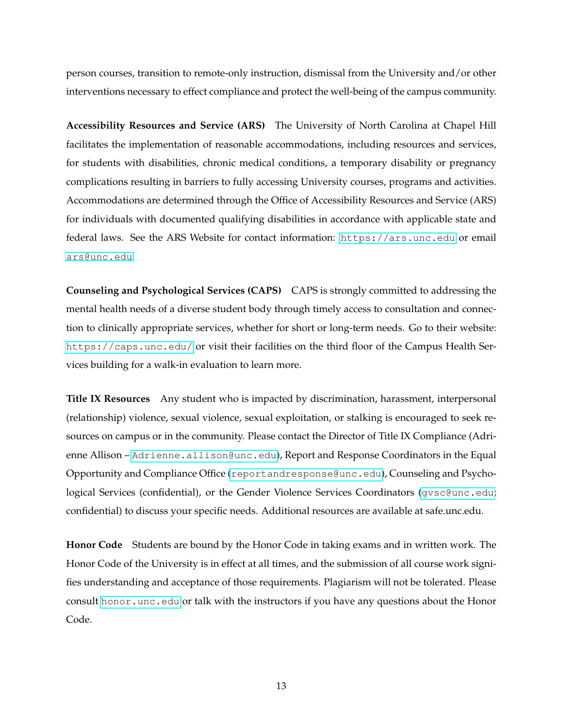person courses, transition to remote-only instruction, dismissal from the University and/or other interventions necessary to effect compliance and protect the well-being of the campus community.

**Accessibility Resources and Service (ARS)** The University of North Carolina at Chapel Hill facilitates the implementation of reasonable accommodations, including resources and services, for students with disabilities, chronic medical conditions, a temporary disability or pregnancy complications resulting in barriers to fully accessing University courses, programs and activities. Accommodations are determined through the Office of Accessibility Resources and Service (ARS) for individuals with documented qualifying disabilities in accordance with applicable state and federal laws. See the ARS Website for contact information: https://ars.unc.edu or email ars@unc.edu

**Counseling and Psychological Services (CAPS)** CAPS is strongly committed to addressing the mental health needs of a diverse student body through timely access to consultation and connection to clinically appropriate services, whether for short or long-term needs. Go to their website: https://caps.unc.edu/ or visit their facilities on the third floor of the Campus Health Services building for a walk-in evaluation to learn more.

**Title IX Resources** Any student who is impacted by discrimination, harassment, interpersonal (relationship) violence, sexual violence, sexual exploitation, or stalking is encouraged to seek resources on campus or in the community. Please contact the Director of Title IX Compliance (Adrienne Allison – Adrienne.allison@unc.edu), Report and Response Coordinators in the Equal Opportunity and Compliance Office (reportandresponse@unc.edu), Counseling and Psychological Services (confidential), or the Gender Violence Services Coordinators (gvsc@unc.edu; confidential) to discuss your specific needs. Additional resources are available at safe.unc.edu.

**Honor Code** Students are bound by the Honor Code in taking exams and in written work. The Honor Code of the University is in effect at all times, and the submission of all course work signifies understanding and acceptance of those requirements. Plagiarism will not be tolerated. Please consult honor.unc.edu or talk with the instructors if you have any questions about the Honor Code.